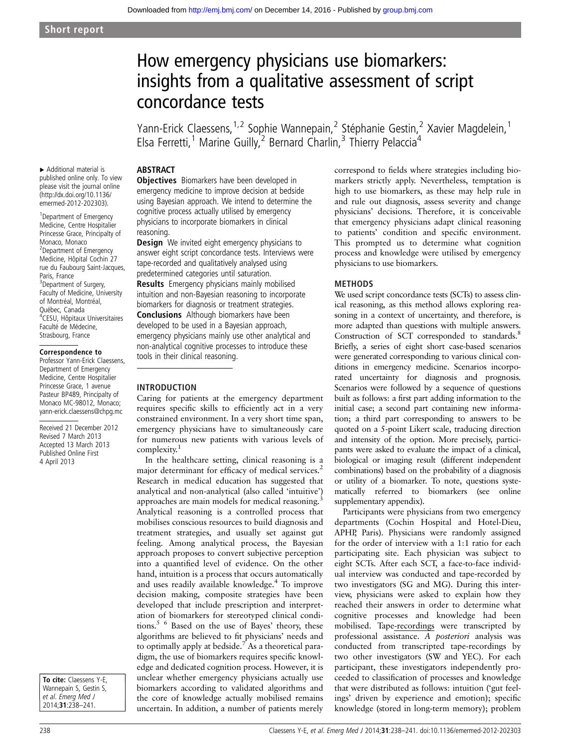Short report

# How emergency physicians use biomarkers: insights from a qualitative assessment of script concordance tests

Yann-Erick Claessens,[1,2] Sophie Wannepain,[2] Stéphanie Gestin,[2] Xavier Magdelein,[1] Elsa Ferretti,[1] Marine Guilly,[2] Bernard Charlin,[3] Thierry Pelaccia[4]

▸ Additional material is published online only. To view please visit the journal online (http://dx.doi.org/10.1136/emermed-2012-202303).

[1]Department of Emergency Medicine, Centre Hospitalier Princesse Grace, Principalty of Monaco, Monaco
[2]Department of Emergency Medicine, Hôpital Cochin 27 rue du Faubourg Saint-Jacques, Paris, France
[3]Department of Surgery, Faculty of Medicine, University of Montréal, Montréal, Québec, Canada
[4]CESU, Hôpitaux Universitaires Faculté de Médecine, Strasbourg, France

**Correspondence to**
Professor Yann-Erick Claessens, Department of Emergency Medicine, Centre Hospitalier Princesse Grace, 1 avenue Pasteur BP489, Principalty of Monaco MC-98012, Monaco; yann-erick.claessens@chpg.mc

Received 21 December 2012
Revised 7 March 2013
Accepted 13 March 2013
Published Online First 4 April 2013

To cite: Claessens Y-E, Wannepain S, Gestin S, *et al. Emerg Med J* 2014;**31**:238–241.

## ABSTRACT

**Objectives** Biomarkers have been developed in emergency medicine to improve decision at bedside using Bayesian approach. We intend to determine the cognitive process actually utilised by emergency physicians to incorporate biomarkers in clinical reasoning.

**Design** We invited eight emergency physicians to answer eight script concordance tests. Interviews were tape-recorded and qualitatively analysed using predetermined categories until saturation.

**Results** Emergency physicians mainly mobilised intuition and non-Bayesian reasoning to incorporate biomarkers for diagnosis or treatment strategies.

**Conclusions** Although biomarkers have been developed to be used in a Bayesian approach, emergency physicians mainly use other analytical and non-analytical cognitive processes to introduce these tools in their clinical reasoning.

## INTRODUCTION

Caring for patients at the emergency department requires specific skills to efficiently act in a very constrained environment. In a very short time span, emergency physicians have to simultaneously care for numerous new patients with various levels of complexity.[1]

In the healthcare setting, clinical reasoning is a major determinant for efficacy of medical services.[2] Research in medical education has suggested that analytical and non-analytical (also called 'intuitive') approaches are main models for medical reasoning.[3] Analytical reasoning is a controlled process that mobilises conscious resources to build diagnosis and treatment strategies, and usually set against gut feeling. Among analytical process, the Bayesian approach proposes to convert subjective perception into a quantified level of evidence. On the other hand, intuition is a process that occurs automatically and uses readily available knowledge.[4] To improve decision making, composite strategies have been developed that include prescription and interpretation of biomarkers for stereotyped clinical conditions.[5 6] Based on the use of Bayes' theory, these algorithms are believed to fit physicians' needs and to optimally apply at bedside.[7] As a theoretical paradigm, the use of biomarkers requires specific knowledge and dedicated cognition process. However, it is unclear whether emergency physicians actually use biomarkers according to validated algorithms and the core of knowledge actually mobilised remains uncertain. In addition, a number of patients merely correspond to fields where strategies including biomarkers strictly apply. Nevertheless, temptation is high to use biomarkers, as these may help rule in and rule out diagnosis, assess severity and change physicians' decisions. Therefore, it is conceivable that emergency physicians adapt clinical reasoning to patients' condition and specific environment. This prompted us to determine what cognition process and knowledge were utilised by emergency physicians to use biomarkers.

## METHODS

We used script concordance tests (SCTs) to assess clinical reasoning, as this method allows exploring reasoning in a context of uncertainty, and therefore, is more adapted than questions with multiple answers. Construction of SCT corresponded to standards.[8] Briefly, a series of eight short case-based scenarios were generated corresponding to various clinical conditions in emergency medicine. Scenarios incorporated uncertainty for diagnosis and prognosis. Scenarios were followed by a sequence of questions built as follows: a first part adding information to the initial case; a second part containing new information; a third part corresponding to answers to be quoted on a 5-point Likert scale, traducing direction and intensity of the option. More precisely, participants were asked to evaluate the impact of a clinical, biological or imaging result (different independent combinations) based on the probability of a diagnosis or utility of a biomarker. To note, questions systematically referred to biomarkers (see online supplementary appendix).

Participants were physicians from two emergency departments (Cochin Hospital and Hotel-Dieu, APHP, Paris). Physicians were randomly assigned for the order of interview with a 1:1 ratio for each participating site. Each physician was subject to eight SCTs. After each SCT, a face-to-face individual interview was conducted and tape-recorded by two investigators (SG and MG). During this interview, physicians were asked to explain how they reached their answers in order to determine what cognitive processes and knowledge had been mobilised. Tape-recordings were transcribed by professional assistance. *A posteriori* analysis was conducted from transcribed tape-recordings by two other investigators (SW and YEC). For each participant, these investigators independently proceeded to classification of processes and knowledge that were distributed as follows: intuition ('gut feelings' driven by experience and emotion); specific knowledge (stored in long-term memory); problem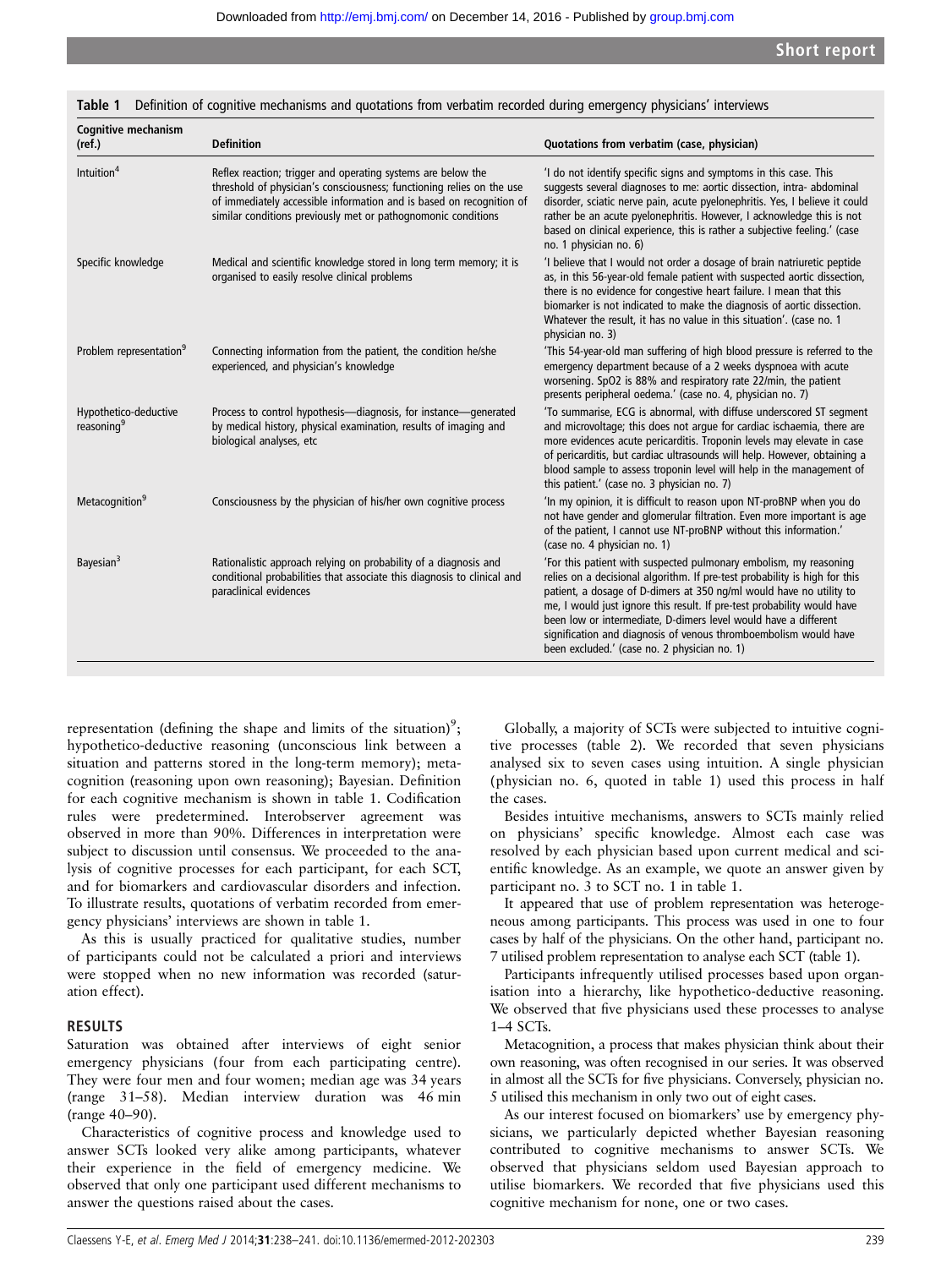**Table 1** Definition of cognitive mechanisms and quotations from verbatim recorded during emergency physicians' interviews

| Cognitive mechanism (ref.) | Definition | Quotations from verbatim (case, physician) |
|---|---|---|
| Intuition[4] | Reflex reaction; trigger and operating systems are below the threshold of physician's consciousness; functioning relies on the use of immediately accessible information and is based on recognition of similar conditions previously met or pathognomonic conditions | 'I do not identify specific signs and symptoms in this case. This suggests several diagnoses to me: aortic dissection, intra- abdominal disorder, sciatic nerve pain, acute pyelonephritis. Yes, I believe it could rather be an acute pyelonephritis. However, I acknowledge this is not based on clinical experience, this is rather a subjective feeling.' (case no. 1 physician no. 6) |
| Specific knowledge | Medical and scientific knowledge stored in long term memory; it is organised to easily resolve clinical problems | 'I believe that I would not order a dosage of brain natriuretic peptide as, in this 56-year-old female patient with suspected aortic dissection, there is no evidence for congestive heart failure. I mean that this biomarker is not indicated to make the diagnosis of aortic dissection. Whatever the result, it has no value in this situation'. (case no. 1 physician no. 3) |
| Problem representation[9] | Connecting information from the patient, the condition he/she experienced, and physician's knowledge | 'This 54-year-old man suffering of high blood pressure is referred to the emergency department because of a 2 weeks dyspnoea with acute worsening. SpO2 is 88% and respiratory rate 22/min, the patient presents peripheral oedema.' (case no. 4, physician no. 7) |
| Hypothetico-deductive reasoning[9] | Process to control hypothesis—diagnosis, for instance—generated by medical history, physical examination, results of imaging and biological analyses, etc | 'To summarise, ECG is abnormal, with diffuse underscored ST segment and microvoltage; this does not argue for cardiac ischaemia, there are more evidences acute pericarditis. Troponin levels may elevate in case of pericarditis, but cardiac ultrasounds will help. However, obtaining a blood sample to assess troponin level will help in the management of this patient.' (case no. 3 physician no. 7) |
| Metacognition[9] | Consciousness by the physician of his/her own cognitive process | 'In my opinion, it is difficult to reason upon NT-proBNP when you do not have gender and glomerular filtration. Even more important is age of the patient, I cannot use NT-proBNP without this information.' (case no. 4 physician no. 1) |
| Bayesian[3] | Rationalistic approach relying on probability of a diagnosis and conditional probabilities that associate this diagnosis to clinical and paraclinical evidences | 'For this patient with suspected pulmonary embolism, my reasoning relies on a decisional algorithm. If pre-test probability is high for this patient, a dosage of D-dimers at 350 ng/ml would have no utility to me, I would just ignore this result. If pre-test probability would have been low or intermediate, D-dimers level would have a different signification and diagnosis of venous thromboembolism would have been excluded.' (case no. 2 physician no. 1) |

representation (defining the shape and limits of the situation)[9]; hypothetico-deductive reasoning (unconscious link between a situation and patterns stored in the long-term memory); metacognition (reasoning upon own reasoning); Bayesian. Definition for each cognitive mechanism is shown in table 1. Codification rules were predetermined. Interobserver agreement was observed in more than 90%. Differences in interpretation were subject to discussion until consensus. We proceeded to the analysis of cognitive processes for each participant, for each SCT, and for biomarkers and cardiovascular disorders and infection. To illustrate results, quotations of verbatim recorded from emergency physicians' interviews are shown in table 1.

As this is usually practiced for qualitative studies, number of participants could not be calculated a priori and interviews were stopped when no new information was recorded (saturation effect).

## RESULTS

Saturation was obtained after interviews of eight senior emergency physicians (four from each participating centre). They were four men and four women; median age was 34 years (range 31–58). Median interview duration was 46 min (range 40–90).

Characteristics of cognitive process and knowledge used to answer SCTs looked very alike among participants, whatever their experience in the field of emergency medicine. We observed that only one participant used different mechanisms to answer the questions raised about the cases.

Globally, a majority of SCTs were subjected to intuitive cognitive processes (table 2). We recorded that seven physicians analysed six to seven cases using intuition. A single physician (physician no. 6, quoted in table 1) used this process in half the cases.

Besides intuitive mechanisms, answers to SCTs mainly relied on physicians' specific knowledge. Almost each case was resolved by each physician based upon current medical and scientific knowledge. As an example, we quote an answer given by participant no. 3 to SCT no. 1 in table 1.

It appeared that use of problem representation was heterogeneous among participants. This process was used in one to four cases by half of the physicians. On the other hand, participant no. 7 utilised problem representation to analyse each SCT (table 1).

Participants infrequently utilised processes based upon organisation into a hierarchy, like hypothetico-deductive reasoning. We observed that five physicians used these processes to analyse 1–4 SCTs.

Metacognition, a process that makes physician think about their own reasoning, was often recognised in our series. It was observed in almost all the SCTs for five physicians. Conversely, physician no. 5 utilised this mechanism in only two out of eight cases.

As our interest focused on biomarkers' use by emergency physicians, we particularly depicted whether Bayesian reasoning contributed to cognitive mechanisms to answer SCTs. We observed that physicians seldom used Bayesian approach to utilise biomarkers. We recorded that five physicians used this cognitive mechanism for none, one or two cases.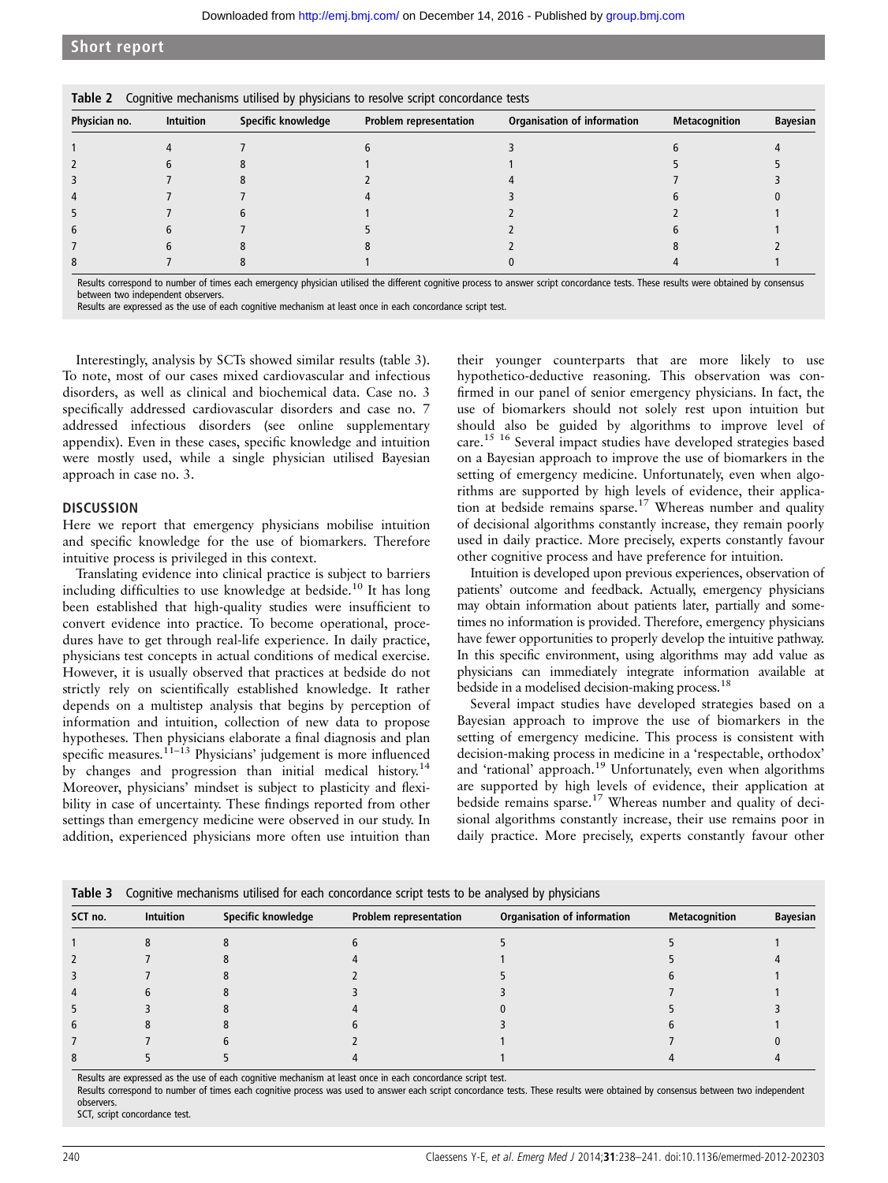**Table 2** Cognitive mechanisms utilised by physicians to resolve script concordance tests

| Physician no. | Intuition | Specific knowledge | Problem representation | Organisation of information | Metacognition | Bayesian |
|---|---|---|---|---|---|---|
| 1 | 4 | 7 | 6 | 3 | 6 | 4 |
| 2 | 6 | 8 | 1 | 1 | 5 | 5 |
| 3 | 7 | 8 | 2 | 4 | 7 | 3 |
| 4 | 7 | 7 | 4 | 3 | 6 | 0 |
| 5 | 7 | 6 | 1 | 2 | 2 | 1 |
| 6 | 6 | 7 | 5 | 2 | 6 | 1 |
| 7 | 6 | 8 | 8 | 2 | 8 | 2 |
| 8 | 7 | 8 | 1 | 0 | 4 | 1 |

Results correspond to number of times each emergency physician utilised the different cognitive process to answer script concordance tests. These results were obtained by consensus between two independent observers.
Results are expressed as the use of each cognitive mechanism at least once in each concordance script test.

Interestingly, analysis by SCTs showed similar results (table 3). To note, most of our cases mixed cardiovascular and infectious disorders, as well as clinical and biochemical data. Case no. 3 specifically addressed cardiovascular disorders and case no. 7 addressed infectious disorders (see online supplementary appendix). Even in these cases, specific knowledge and intuition were mostly used, while a single physician utilised Bayesian approach in case no. 3.

## DISCUSSION

Here we report that emergency physicians mobilise intuition and specific knowledge for the use of biomarkers. Therefore intuitive process is privileged in this context.

Translating evidence into clinical practice is subject to barriers including difficulties to use knowledge at bedside.[10] It has long been established that high-quality studies were insufficient to convert evidence into practice. To become operational, procedures have to get through real-life experience. In daily practice, physicians test concepts in actual conditions of medical exercise. However, it is usually observed that practices at bedside do not strictly rely on scientifically established knowledge. It rather depends on a multistep analysis that begins by perception of information and intuition, collection of new data to propose hypotheses. Then physicians elaborate a final diagnosis and plan specific measures.[11–13] Physicians' judgement is more influenced by changes and progression than initial medical history.[14] Moreover, physicians' mindset is subject to plasticity and flexibility in case of uncertainty. These findings reported from other settings than emergency medicine were observed in our study. In addition, experienced physicians more often use intuition than their younger counterparts that are more likely to use hypothetico-deductive reasoning. This observation was confirmed in our panel of senior emergency physicians. In fact, the use of biomarkers should not solely rest upon intuition but should also be guided by algorithms to improve level of care.[15 16] Several impact studies have developed strategies based on a Bayesian approach to improve the use of biomarkers in the setting of emergency medicine. Unfortunately, even when algorithms are supported by high levels of evidence, their application at bedside remains sparse.[17] Whereas number and quality of decisional algorithms constantly increase, they remain poorly used in daily practice. More precisely, experts constantly favour other cognitive process and have preference for intuition.

Intuition is developed upon previous experiences, observation of patients' outcome and feedback. Actually, emergency physicians may obtain information about patients later, partially and sometimes no information is provided. Therefore, emergency physicians have fewer opportunities to properly develop the intuitive pathway. In this specific environment, using algorithms may add value as physicians can immediately integrate information available at bedside in a modelised decision-making process.[18]

Several impact studies have developed strategies based on a Bayesian approach to improve the use of biomarkers in the setting of emergency medicine. This process is consistent with decision-making process in medicine in a 'respectable, orthodox' and 'rational' approach.[19] Unfortunately, even when algorithms are supported by high levels of evidence, their application at bedside remains sparse.[17] Whereas number and quality of decisional algorithms constantly increase, their use remains poor in daily practice. More precisely, experts constantly favour other

**Table 3** Cognitive mechanisms utilised for each concordance script tests to be analysed by physicians

| SCT no. | Intuition | Specific knowledge | Problem representation | Organisation of information | Metacognition | Bayesian |
|---|---|---|---|---|---|---|
| 1 | 8 | 8 | 6 | 5 | 5 | 1 |
| 2 | 7 | 8 | 4 | 1 | 5 | 4 |
| 3 | 7 | 8 | 2 | 5 | 6 | 1 |
| 4 | 6 | 8 | 3 | 3 | 7 | 1 |
| 5 | 3 | 8 | 4 | 0 | 5 | 3 |
| 6 | 8 | 8 | 6 | 3 | 6 | 1 |
| 7 | 7 | 6 | 2 | 1 | 7 | 0 |
| 8 | 5 | 5 | 4 | 1 | 4 | 4 |

Results are expressed as the use of each cognitive mechanism at least once in each concordance script test.
Results correspond to number of times each cognitive process was used to answer each script concordance tests. These results were obtained by consensus between two independent observers.
SCT, script concordance test.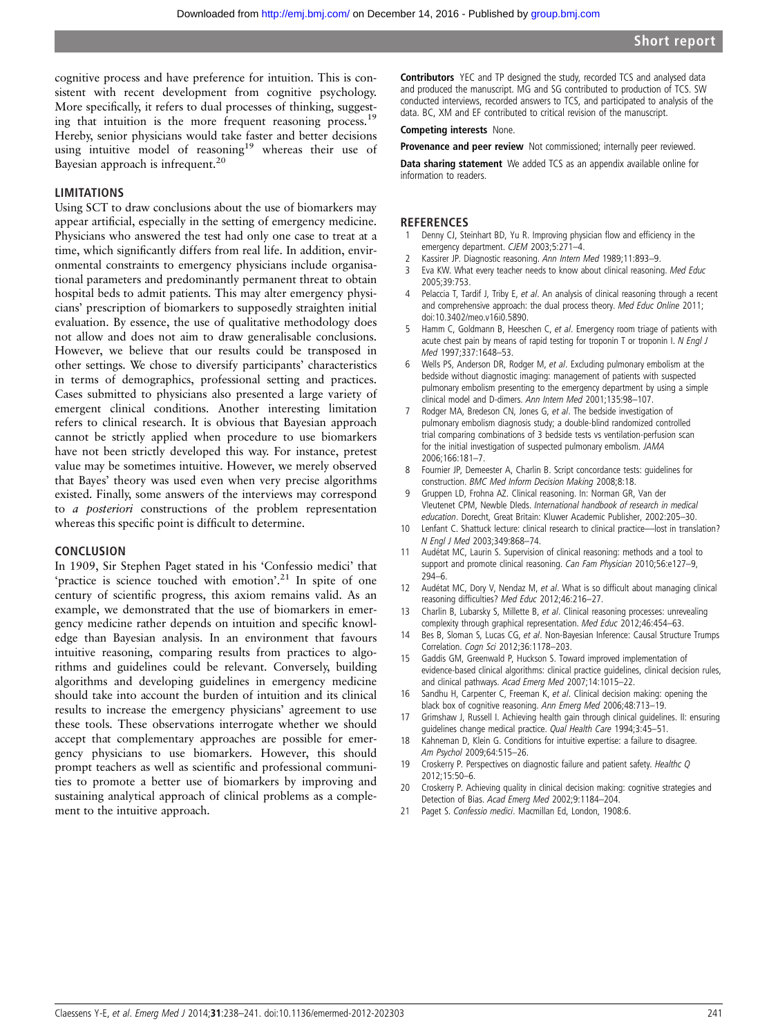cognitive process and have preference for intuition. This is consistent with recent development from cognitive psychology. More specifically, it refers to dual processes of thinking, suggesting that intuition is the more frequent reasoning process.[19] Hereby, senior physicians would take faster and better decisions using intuitive model of reasoning[19] whereas their use of Bayesian approach is infrequent.[20]

## LIMITATIONS

Using SCT to draw conclusions about the use of biomarkers may appear artificial, especially in the setting of emergency medicine. Physicians who answered the test had only one case to treat at a time, which significantly differs from real life. In addition, environmental constraints to emergency physicians include organisational parameters and predominantly permanent threat to obtain hospital beds to admit patients. This may alter emergency physicians' prescription of biomarkers to supposedly straighten initial evaluation. By essence, the use of qualitative methodology does not allow and does not aim to draw generalisable conclusions. However, we believe that our results could be transposed in other settings. We chose to diversify participants' characteristics in terms of demographics, professional setting and practices. Cases submitted to physicians also presented a large variety of emergent clinical conditions. Another interesting limitation refers to clinical research. It is obvious that Bayesian approach cannot be strictly applied when procedure to use biomarkers have not been strictly developed this way. For instance, pretest value may be sometimes intuitive. However, we merely observed that Bayes' theory was used even when very precise algorithms existed. Finally, some answers of the interviews may correspond to *a posteriori* constructions of the problem representation whereas this specific point is difficult to determine.

## CONCLUSION

In 1909, Sir Stephen Paget stated in his 'Confessio medici' that 'practice is science touched with emotion'.[21] In spite of one century of scientific progress, this axiom remains valid. As an example, we demonstrated that the use of biomarkers in emergency medicine rather depends on intuition and specific knowledge than Bayesian analysis. In an environment that favours intuitive reasoning, comparing results from practices to algorithms and guidelines could be relevant. Conversely, building algorithms and developing guidelines in emergency medicine should take into account the burden of intuition and its clinical results to increase the emergency physicians' agreement to use these tools. These observations interrogate whether we should accept that complementary approaches are possible for emergency physicians to use biomarkers. However, this should prompt teachers as well as scientific and professional communities to promote a better use of biomarkers by improving and sustaining analytical approach of clinical problems as a complement to the intuitive approach.

**Contributors** YEC and TP designed the study, recorded TCS and analysed data and produced the manuscript. MG and SG contributed to production of TCS. SW conducted interviews, recorded answers to TCS, and participated to analysis of the data. BC, XM and EF contributed to critical revision of the manuscript.

**Competing interests** None.

**Provenance and peer review** Not commissioned; internally peer reviewed.

**Data sharing statement** We added TCS as an appendix available online for information to readers.

## REFERENCES

1. Denny CJ, Steinhart BD, Yu R. Improving physician flow and efficiency in the emergency department. *CJEM* 2003;5:271–4.
2. Kassirer JP. Diagnostic reasoning. *Ann Intern Med* 1989;11:893–9.
3. Eva KW. What every teacher needs to know about clinical reasoning. *Med Educ* 2005;39:753.
4. Pelaccia T, Tardif J, Triby E, *et al*. An analysis of clinical reasoning through a recent and comprehensive approach: the dual process theory. *Med Educ Online* 2011; doi:10.3402/meo.v16i0.5890.
5. Hamm C, Goldmann B, Heeschen C, *et al*. Emergency room triage of patients with acute chest pain by means of rapid testing for troponin T or troponin I. *N Engl J Med* 1997;337:1648–53.
6. Wells PS, Anderson DR, Rodger M, *et al*. Excluding pulmonary embolism at the bedside without diagnostic imaging: management of patients with suspected pulmonary embolism presenting to the emergency department by using a simple clinical model and D-dimers. *Ann Intern Med* 2001;135:98–107.
7. Rodger MA, Bredeson CN, Jones G, *et al*. The bedside investigation of pulmonary embolism diagnosis study; a double-blind randomized controlled trial comparing combinations of 3 bedside tests vs ventilation-perfusion scan for the initial investigation of suspected pulmonary embolism. *JAMA* 2006;166:181–7.
8. Fournier JP, Demeester A, Charlin B. Script concordance tests: guidelines for construction. *BMC Med Inform Decision Making* 2008;8:18.
9. Gruppen LD, Frohna AZ. Clinical reasoning. In: Norman GR, Van der Vleutenet CPM, Newble DIeds. *International handbook of research in medical education*. Dorecht, Great Britain: Kluwer Academic Publisher, 2002:205–30.
10. Lenfant C. Shattuck lecture: clinical research to clinical practice—lost in translation? *N Engl J Med* 2003;349:868–74.
11. Audétat MC, Laurin S. Supervision of clinical reasoning: methods and a tool to support and promote clinical reasoning. *Can Fam Physician* 2010;56:e127–9, 294–6.
12. Audétat MC, Dory V, Nendaz M, *et al*. What is so difficult about managing clinical reasoning difficulties? *Med Educ* 2012;46:216–27.
13. Charlin B, Lubarsky S, Millette B, *et al*. Clinical reasoning processes: unrevealing complexity through graphical representation. *Med Educ* 2012;46:454–63.
14. Bes B, Sloman S, Lucas CG, *et al*. Non-Bayesian Inference: Causal Structure Trumps Correlation. *Cogn Sci* 2012;36:1178–203.
15. Gaddis GM, Greenwald P, Huckson S. Toward improved implementation of evidence-based clinical algorithms: clinical practice guidelines, clinical decision rules, and clinical pathways. *Acad Emerg Med* 2007;14:1015–22.
16. Sandhu H, Carpenter C, Freeman K, *et al*. Clinical decision making: opening the black box of cognitive reasoning. *Ann Emerg Med* 2006;48:713–19.
17. Grimshaw J, Russell I. Achieving health gain through clinical guidelines. II: ensuring guidelines change medical practice. *Qual Health Care* 1994;3:45–51.
18. Kahneman D, Klein G. Conditions for intuitive expertise: a failure to disagree. *Am Psychol* 2009;64:515–26.
19. Croskerry P. Perspectives on diagnostic failure and patient safety. *Healthc Q* 2012;15:50–6.
20. Croskerry P. Achieving quality in clinical decision making: cognitive strategies and Detection of Bias. *Acad Emerg Med* 2002;9:1184–204.
21. Paget S. *Confessio medici*. Macmillan Ed, London, 1908:6.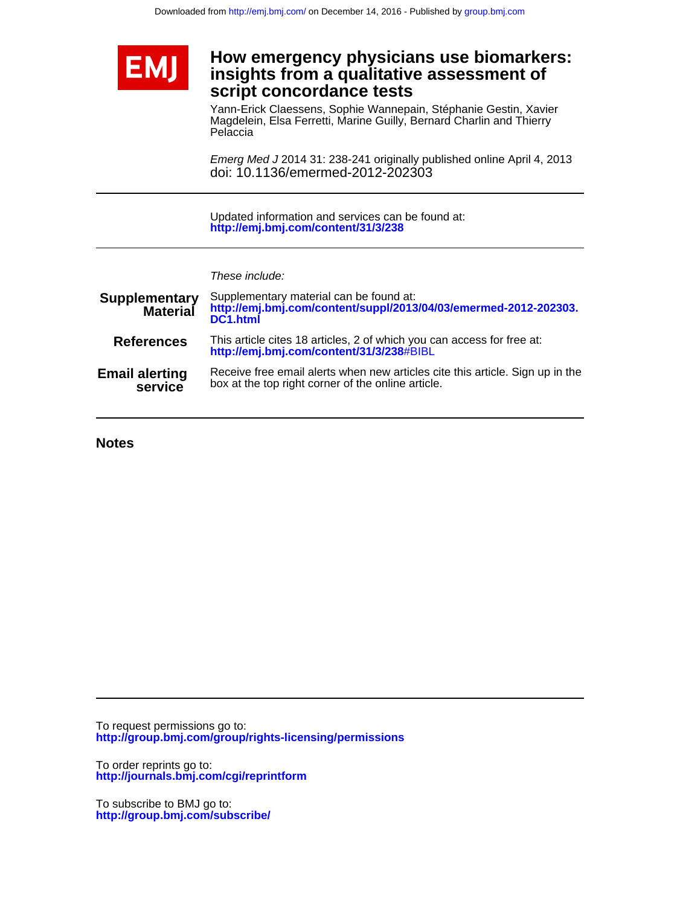Downloaded from http://emj.bmj.com/ on December 14, 2016 - Published by group.bmj.com

EMJ

# How emergency physicians use biomarkers: insights from a qualitative assessment of script concordance tests

Yann-Erick Claessens, Sophie Wannepain, Stéphanie Gestin, Xavier Magdelein, Elsa Ferretti, Marine Guilly, Bernard Charlin and Thierry Pelaccia

*Emerg Med J* 2014 31: 238-241 originally published online April 4, 2013
doi: 10.1136/emermed-2012-202303

Updated information and services can be found at:
**http://emj.bmj.com/content/31/3/238**

*These include:*

**Supplementary Material**
Supplementary material can be found at:
**http://emj.bmj.com/content/suppl/2013/04/03/emermed-2012-202303.DC1.html**

**References**
This article cites 18 articles, 2 of which you can access for free at:
**http://emj.bmj.com/content/31/3/238**#BIBL

**Email alerting service**
Receive free email alerts when new articles cite this article. Sign up in the box at the top right corner of the online article.

## Notes

To request permissions go to:
**http://group.bmj.com/group/rights-licensing/permissions**

To order reprints go to:
**http://journals.bmj.com/cgi/reprintform**

To subscribe to BMJ go to:
**http://group.bmj.com/subscribe/**